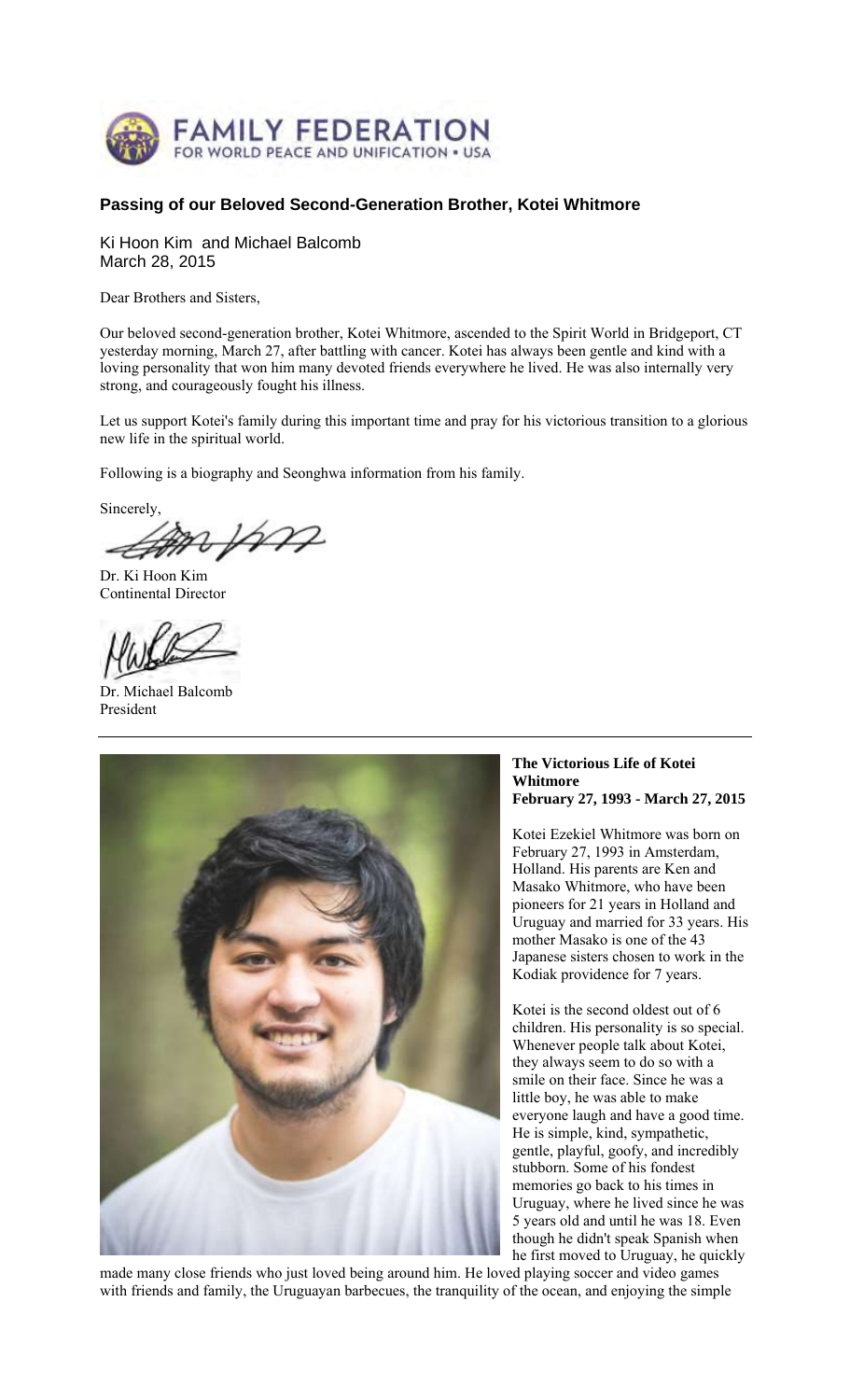**FAMILY FEDERATION**
FOR WORLD PEACE AND UNIFICATION • USA

## Passing of our Beloved Second-Generation Brother, Kotei Whitmore

Ki Hoon Kim and Michael Balcomb
March 28, 2015

Dear Brothers and Sisters,

Our beloved second-generation brother, Kotei Whitmore, ascended to the Spirit World in Bridgeport, CT yesterday morning, March 27, after battling with cancer. Kotei has always been gentle and kind with a loving personality that won him many devoted friends everywhere he lived. He was also internally very strong, and courageously fought his illness.

Let us support Kotei's family during this important time and pray for his victorious transition to a glorious new life in the spiritual world.

Following is a biography and Seonghwa information from his family.

Sincerely,

Dr. Ki Hoon Kim
Continental Director

Dr. Michael Balcomb
President

---

**The Victorious Life of Kotei Whitmore**
**February 27, 1993 - March 27, 2015**

Kotei Ezekiel Whitmore was born on February 27, 1993 in Amsterdam, Holland. His parents are Ken and Masako Whitmore, who have been pioneers for 21 years in Holland and Uruguay and married for 33 years. His mother Masako is one of the 43 Japanese sisters chosen to work in the Kodiak providence for 7 years.

Kotei is the second oldest out of 6 children. His personality is so special. Whenever people talk about Kotei, they always seem to do so with a smile on their face. Since he was a little boy, he was able to make everyone laugh and have a good time. He is simple, kind, sympathetic, gentle, playful, goofy, and incredibly stubborn. Some of his fondest memories go back to his times in Uruguay, where he lived since he was 5 years old and until he was 18. Even though he didn't speak Spanish when he first moved to Uruguay, he quickly made many close friends who just loved being around him. He loved playing soccer and video games with friends and family, the Uruguayan barbecues, the tranquility of the ocean, and enjoying the simple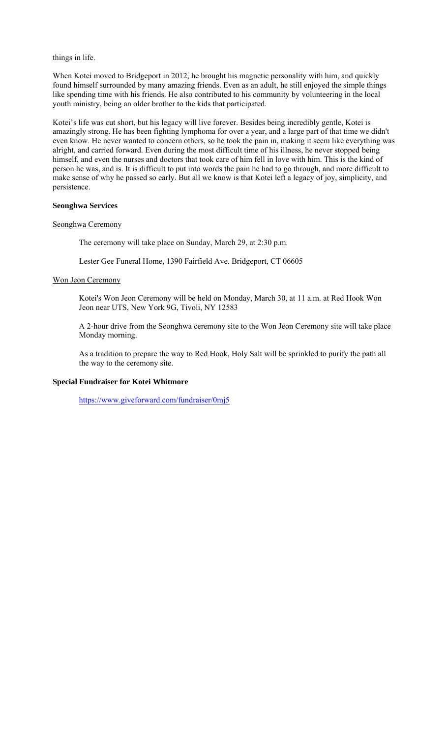things in life.

When Kotei moved to Bridgeport in 2012, he brought his magnetic personality with him, and quickly found himself surrounded by many amazing friends. Even as an adult, he still enjoyed the simple things like spending time with his friends. He also contributed to his community by volunteering in the local youth ministry, being an older brother to the kids that participated.

Kotei's life was cut short, but his legacy will live forever. Besides being incredibly gentle, Kotei is amazingly strong. He has been fighting lymphoma for over a year, and a large part of that time we didn't even know. He never wanted to concern others, so he took the pain in, making it seem like everything was alright, and carried forward. Even during the most difficult time of his illness, he never stopped being himself, and even the nurses and doctors that took care of him fell in love with him. This is the kind of person he was, and is. It is difficult to put into words the pain he had to go through, and more difficult to make sense of why he passed so early. But all we know is that Kotei left a legacy of joy, simplicity, and persistence.

**Seonghwa Services**

Seonghwa Ceremony

The ceremony will take place on Sunday, March 29, at 2:30 p.m.

Lester Gee Funeral Home, 1390 Fairfield Ave. Bridgeport, CT 06605

Won Jeon Ceremony

Kotei's Won Jeon Ceremony will be held on Monday, March 30, at 11 a.m. at Red Hook Won Jeon near UTS, New York 9G, Tivoli, NY 12583

A 2-hour drive from the Seonghwa ceremony site to the Won Jeon Ceremony site will take place Monday morning.

As a tradition to prepare the way to Red Hook, Holy Salt will be sprinkled to purify the path all the way to the ceremony site.

**Special Fundraiser for Kotei Whitmore**

https://www.giveforward.com/fundraiser/0mj5